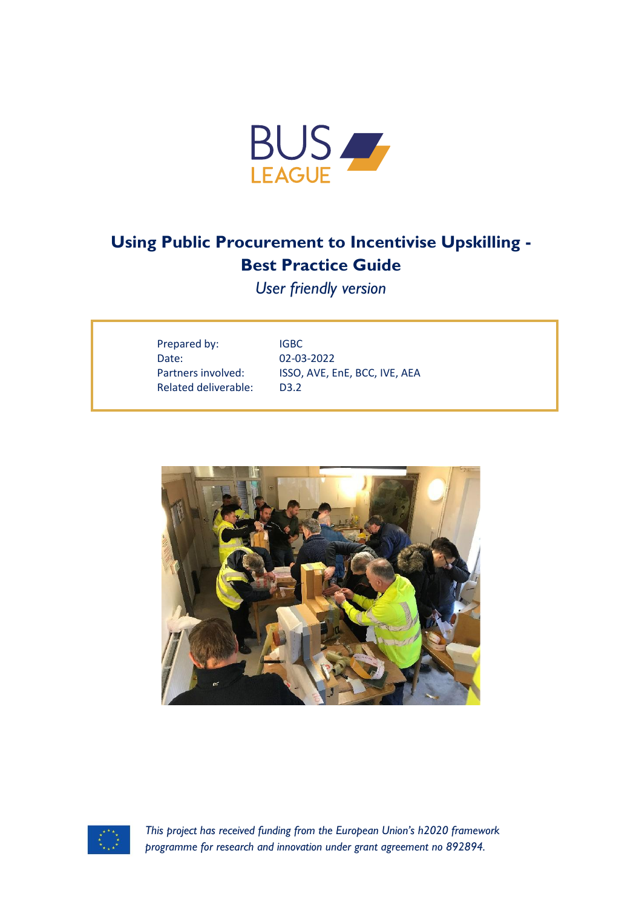BUS LEAGUE

# Using Public Procurement to Incentivise Upskilling - Best Practice Guide

*User friendly version*

| | |
|---|---|
| Prepared by: | IGBC |
| Date: | 02-03-2022 |
| Partners involved: | ISSO, AVE, EnE, BCC, IVE, AEA |
| Related deliverable: | D3.2 |

*This project has received funding from the European Union's h2020 framework programme for research and innovation under grant agreement no 892894.*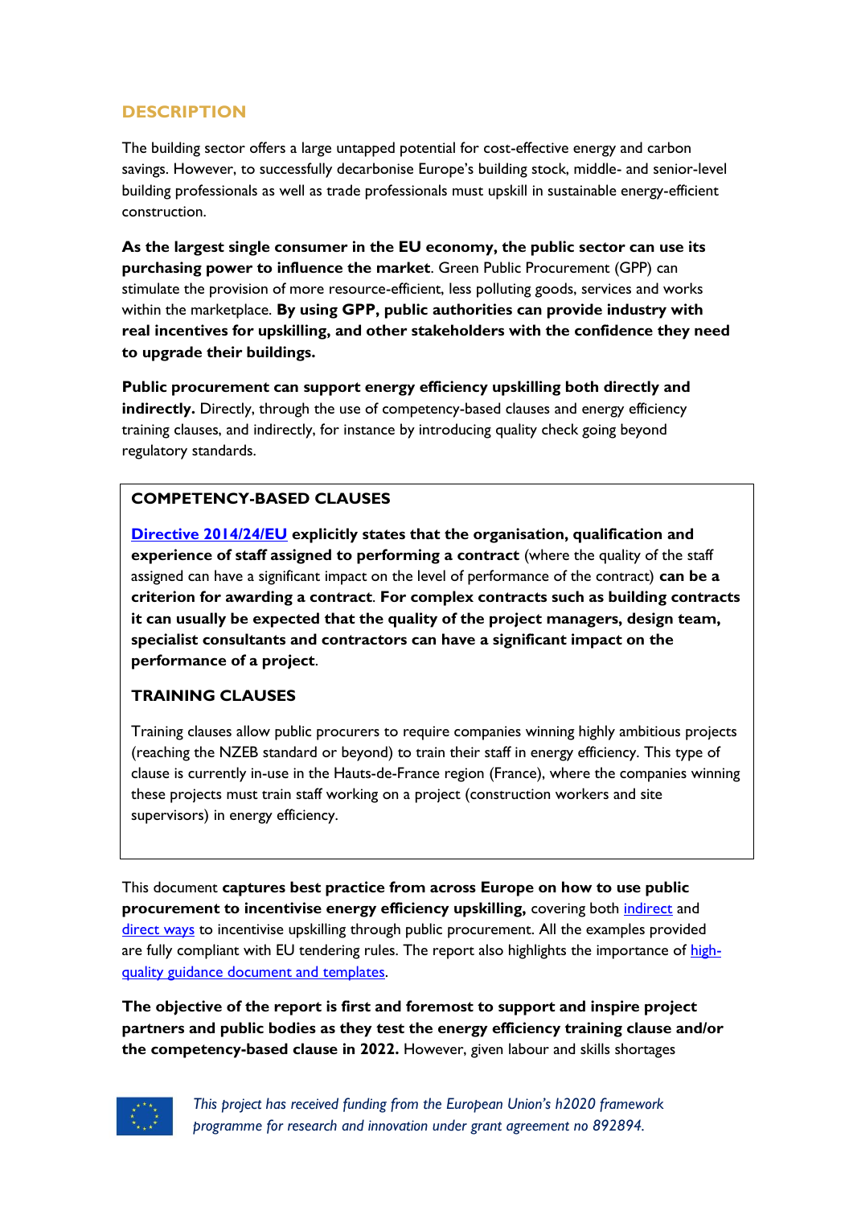## DESCRIPTION

The building sector offers a large untapped potential for cost-effective energy and carbon savings. However, to successfully decarbonise Europe's building stock, middle- and senior-level building professionals as well as trade professionals must upskill in sustainable energy-efficient construction.

**As the largest single consumer in the EU economy, the public sector can use its purchasing power to influence the market**. Green Public Procurement (GPP) can stimulate the provision of more resource-efficient, less polluting goods, services and works within the marketplace. **By using GPP, public authorities can provide industry with real incentives for upskilling, and other stakeholders with the confidence they need to upgrade their buildings.**

**Public procurement can support energy efficiency upskilling both directly and indirectly.** Directly, through the use of competency-based clauses and energy efficiency training clauses, and indirectly, for instance by introducing quality check going beyond regulatory standards.

### COMPETENCY-BASED CLAUSES

**[Directive 2014/24/EU] explicitly states that the organisation, qualification and experience of staff assigned to performing a contract** (where the quality of the staff assigned can have a significant impact on the level of performance of the contract) **can be a criterion for awarding a contract**. **For complex contracts such as building contracts it can usually be expected that the quality of the project managers, design team, specialist consultants and contractors can have a significant impact on the performance of a project**.

### TRAINING CLAUSES

Training clauses allow public procurers to require companies winning highly ambitious projects (reaching the NZEB standard or beyond) to train their staff in energy efficiency. This type of clause is currently in-use in the Hauts-de-France region (France), where the companies winning these projects must train staff working on a project (construction workers and site supervisors) in energy efficiency.

This document **captures best practice from across Europe on how to use public procurement to incentivise energy efficiency upskilling,** covering both indirect and direct ways to incentivise upskilling through public procurement. All the examples provided are fully compliant with EU tendering rules. The report also highlights the importance of high-quality guidance document and templates.

**The objective of the report is first and foremost to support and inspire project partners and public bodies as they test the energy efficiency training clause and/or the competency-based clause in 2022.** However, given labour and skills shortages

*This project has received funding from the European Union's h2020 framework programme for research and innovation under grant agreement no 892894.*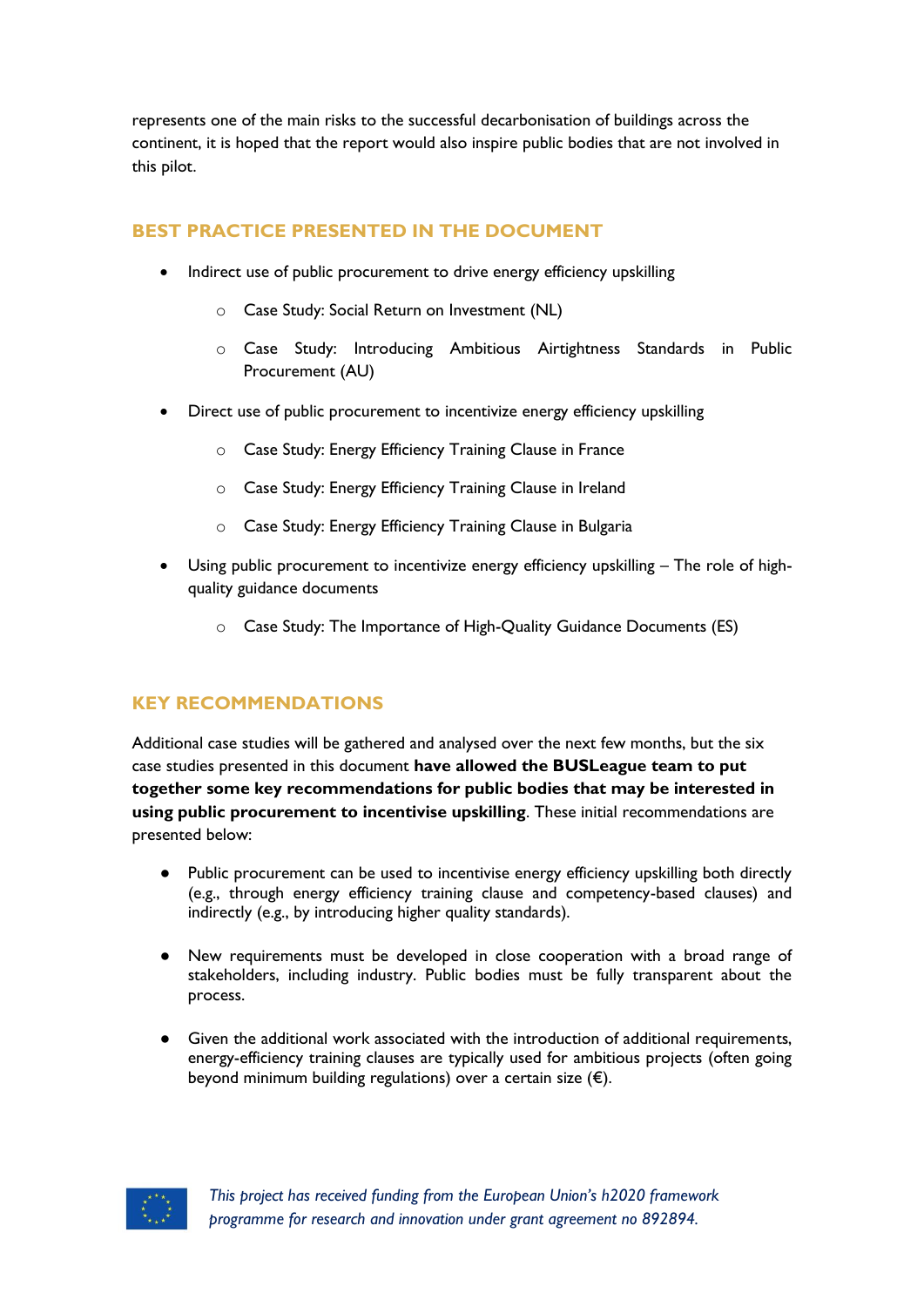represents one of the main risks to the successful decarbonisation of buildings across the continent, it is hoped that the report would also inspire public bodies that are not involved in this pilot.

## BEST PRACTICE PRESENTED IN THE DOCUMENT

- Indirect use of public procurement to drive energy efficiency upskilling
  - Case Study: Social Return on Investment (NL)
  - Case Study: Introducing Ambitious Airtightness Standards in Public Procurement (AU)
- Direct use of public procurement to incentivize energy efficiency upskilling
  - Case Study: Energy Efficiency Training Clause in France
  - Case Study: Energy Efficiency Training Clause in Ireland
  - Case Study: Energy Efficiency Training Clause in Bulgaria
- Using public procurement to incentivize energy efficiency upskilling – The role of high-quality guidance documents
  - Case Study: The Importance of High-Quality Guidance Documents (ES)

## KEY RECOMMENDATIONS

Additional case studies will be gathered and analysed over the next few months, but the six case studies presented in this document **have allowed the BUSLeague team to put together some key recommendations for public bodies that may be interested in using public procurement to incentivise upskilling**. These initial recommendations are presented below:

- Public procurement can be used to incentivise energy efficiency upskilling both directly (e.g., through energy efficiency training clause and competency-based clauses) and indirectly (e.g., by introducing higher quality standards).
- New requirements must be developed in close cooperation with a broad range of stakeholders, including industry. Public bodies must be fully transparent about the process.
- Given the additional work associated with the introduction of additional requirements, energy-efficiency training clauses are typically used for ambitious projects (often going beyond minimum building regulations) over a certain size (€).

*This project has received funding from the European Union's h2020 framework programme for research and innovation under grant agreement no 892894.*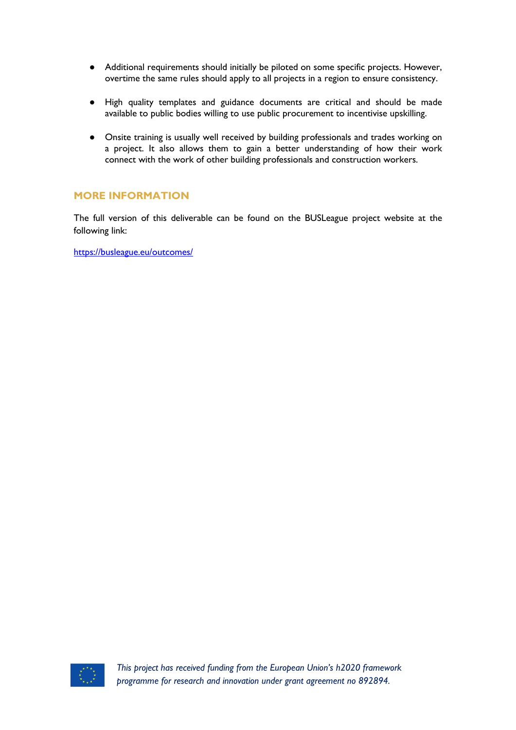- Additional requirements should initially be piloted on some specific projects. However, overtime the same rules should apply to all projects in a region to ensure consistency.

- High quality templates and guidance documents are critical and should be made available to public bodies willing to use public procurement to incentivise upskilling.

- Onsite training is usually well received by building professionals and trades working on a project. It also allows them to gain a better understanding of how their work connect with the work of other building professionals and construction workers.

## MORE INFORMATION

The full version of this deliverable can be found on the BUSLeague project website at the following link:

https://busleague.eu/outcomes/

*This project has received funding from the European Union's h2020 framework programme for research and innovation under grant agreement no 892894.*